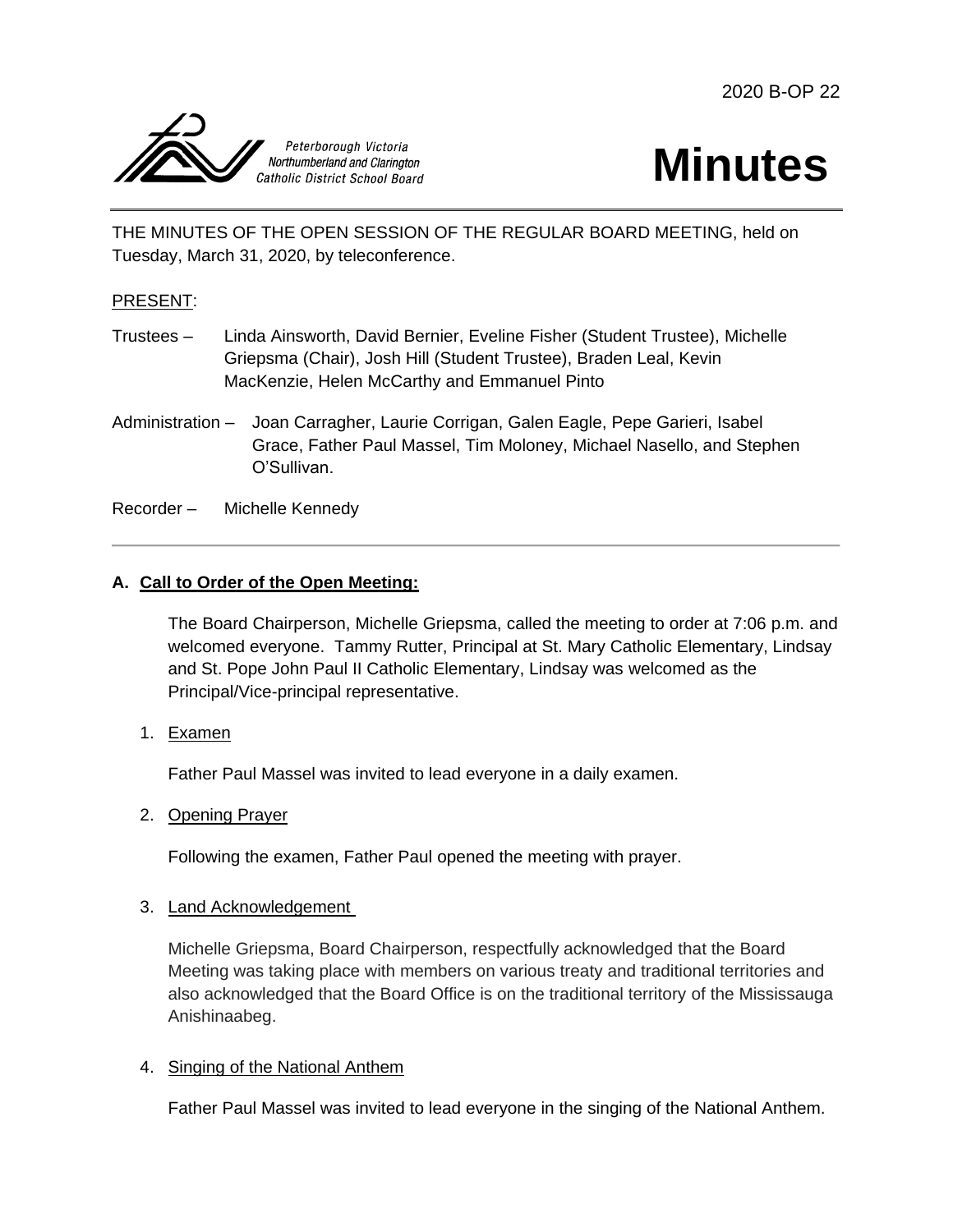2020 B-OP 22

Peterborough Victoria Northumberland and Clarington Catholic District School Board

# Minutes

THE MINUTES OF THE OPEN SESSION OF THE REGULAR BOARD MEETING, held on Tuesday, March 31, 2020, by teleconference.

PRESENT:

Trustees – Linda Ainsworth, David Bernier, Eveline Fisher (Student Trustee), Michelle Griepsma (Chair), Josh Hill (Student Trustee), Braden Leal, Kevin MacKenzie, Helen McCarthy and Emmanuel Pinto

Administration – Joan Carragher, Laurie Corrigan, Galen Eagle, Pepe Garieri, Isabel Grace, Father Paul Massel, Tim Moloney, Michael Nasello, and Stephen O'Sullivan.

Recorder – Michelle Kennedy

---

## A. Call to Order of the Open Meeting:

The Board Chairperson, Michelle Griepsma, called the meeting to order at 7:06 p.m. and welcomed everyone. Tammy Rutter, Principal at St. Mary Catholic Elementary, Lindsay and St. Pope John Paul II Catholic Elementary, Lindsay was welcomed as the Principal/Vice-principal representative.

1. Examen

   Father Paul Massel was invited to lead everyone in a daily examen.

2. Opening Prayer

   Following the examen, Father Paul opened the meeting with prayer.

3. Land Acknowledgement

   Michelle Griepsma, Board Chairperson, respectfully acknowledged that the Board Meeting was taking place with members on various treaty and traditional territories and also acknowledged that the Board Office is on the traditional territory of the Mississauga Anishinaabeg.

4. Singing of the National Anthem

   Father Paul Massel was invited to lead everyone in the singing of the National Anthem.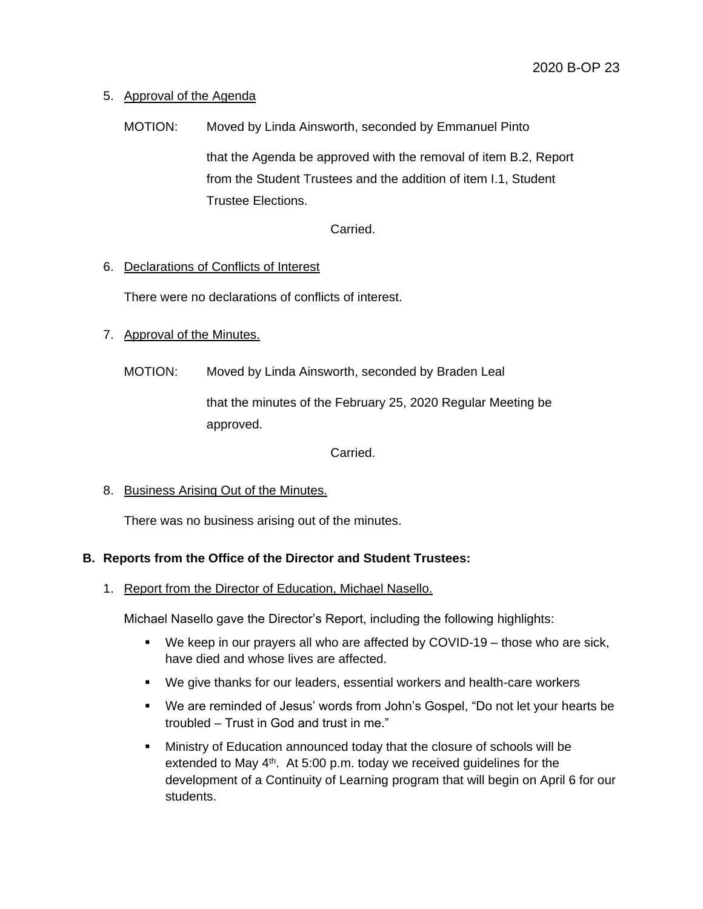5. Approval of the Agenda

MOTION: Moved by Linda Ainsworth, seconded by Emmanuel Pinto

that the Agenda be approved with the removal of item B.2, Report from the Student Trustees and the addition of item I.1, Student Trustee Elections.

Carried.

6. Declarations of Conflicts of Interest

There were no declarations of conflicts of interest.

7. Approval of the Minutes.

MOTION: Moved by Linda Ainsworth, seconded by Braden Leal

that the minutes of the February 25, 2020 Regular Meeting be approved.

Carried.

8. Business Arising Out of the Minutes.

There was no business arising out of the minutes.

## B. Reports from the Office of the Director and Student Trustees:

1. Report from the Director of Education, Michael Nasello.

Michael Nasello gave the Director's Report, including the following highlights:

- We keep in our prayers all who are affected by COVID-19 – those who are sick, have died and whose lives are affected.
- We give thanks for our leaders, essential workers and health-care workers
- We are reminded of Jesus' words from John's Gospel, "Do not let your hearts be troubled – Trust in God and trust in me."
- Ministry of Education announced today that the closure of schools will be extended to May 4th. At 5:00 p.m. today we received guidelines for the development of a Continuity of Learning program that will begin on April 6 for our students.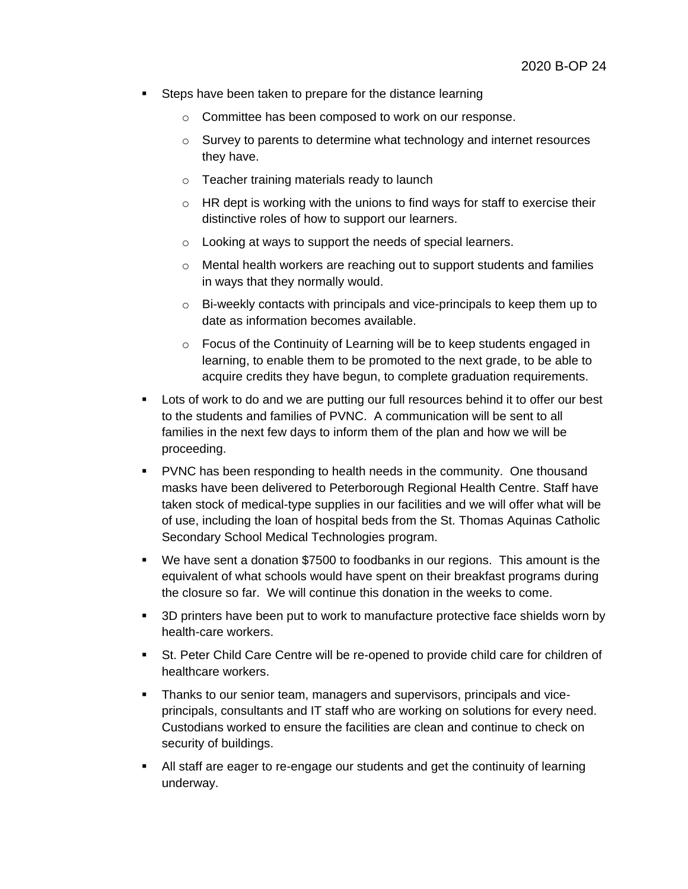- Steps have been taken to prepare for the distance learning
    - Committee has been composed to work on our response.
    - Survey to parents to determine what technology and internet resources they have.
    - Teacher training materials ready to launch
    - HR dept is working with the unions to find ways for staff to exercise their distinctive roles of how to support our learners.
    - Looking at ways to support the needs of special learners.
    - Mental health workers are reaching out to support students and families in ways that they normally would.
    - Bi-weekly contacts with principals and vice-principals to keep them up to date as information becomes available.
    - Focus of the Continuity of Learning will be to keep students engaged in learning, to enable them to be promoted to the next grade, to be able to acquire credits they have begun, to complete graduation requirements.
- Lots of work to do and we are putting our full resources behind it to offer our best to the students and families of PVNC. A communication will be sent to all families in the next few days to inform them of the plan and how we will be proceeding.
- PVNC has been responding to health needs in the community. One thousand masks have been delivered to Peterborough Regional Health Centre. Staff have taken stock of medical-type supplies in our facilities and we will offer what will be of use, including the loan of hospital beds from the St. Thomas Aquinas Catholic Secondary School Medical Technologies program.
- We have sent a donation $7500 to foodbanks in our regions. This amount is the equivalent of what schools would have spent on their breakfast programs during the closure so far. We will continue this donation in the weeks to come.
- 3D printers have been put to work to manufacture protective face shields worn by health-care workers.
- St. Peter Child Care Centre will be re-opened to provide child care for children of healthcare workers.
- Thanks to our senior team, managers and supervisors, principals and vice-principals, consultants and IT staff who are working on solutions for every need. Custodians worked to ensure the facilities are clean and continue to check on security of buildings.
- All staff are eager to re-engage our students and get the continuity of learning underway.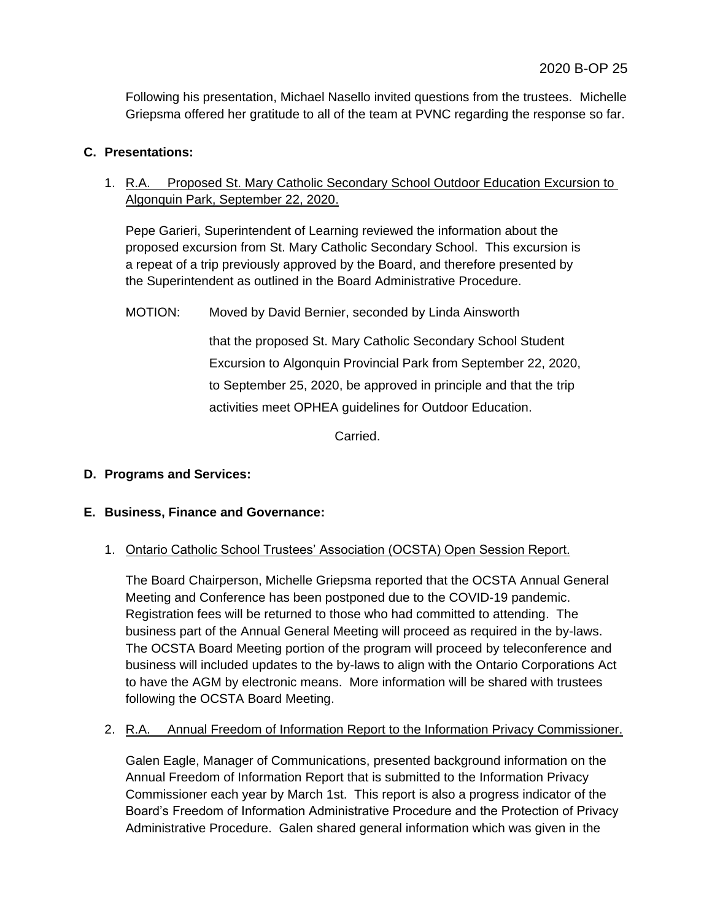Following his presentation, Michael Nasello invited questions from the trustees. Michelle Griepsma offered her gratitude to all of the team at PVNC regarding the response so far.

**C. Presentations:**

1. <u>R.A. Proposed St. Mary Catholic Secondary School Outdoor Education Excursion to Algonquin Park, September 22, 2020.</u>

   Pepe Garieri, Superintendent of Learning reviewed the information about the proposed excursion from St. Mary Catholic Secondary School. This excursion is a repeat of a trip previously approved by the Board, and therefore presented by the Superintendent as outlined in the Board Administrative Procedure.

   MOTION: Moved by David Bernier, seconded by Linda Ainsworth

   that the proposed St. Mary Catholic Secondary School Student Excursion to Algonquin Provincial Park from September 22, 2020, to September 25, 2020, be approved in principle and that the trip activities meet OPHEA guidelines for Outdoor Education.

   Carried.

**D. Programs and Services:**

**E. Business, Finance and Governance:**

1. <u>Ontario Catholic School Trustees' Association (OCSTA) Open Session Report.</u>

   The Board Chairperson, Michelle Griepsma reported that the OCSTA Annual General Meeting and Conference has been postponed due to the COVID-19 pandemic. Registration fees will be returned to those who had committed to attending. The business part of the Annual General Meeting will proceed as required in the by-laws. The OCSTA Board Meeting portion of the program will proceed by teleconference and business will included updates to the by-laws to align with the Ontario Corporations Act to have the AGM by electronic means. More information will be shared with trustees following the OCSTA Board Meeting.

2. <u>R.A. Annual Freedom of Information Report to the Information Privacy Commissioner.</u>

   Galen Eagle, Manager of Communications, presented background information on the Annual Freedom of Information Report that is submitted to the Information Privacy Commissioner each year by March 1st. This report is also a progress indicator of the Board's Freedom of Information Administrative Procedure and the Protection of Privacy Administrative Procedure. Galen shared general information which was given in the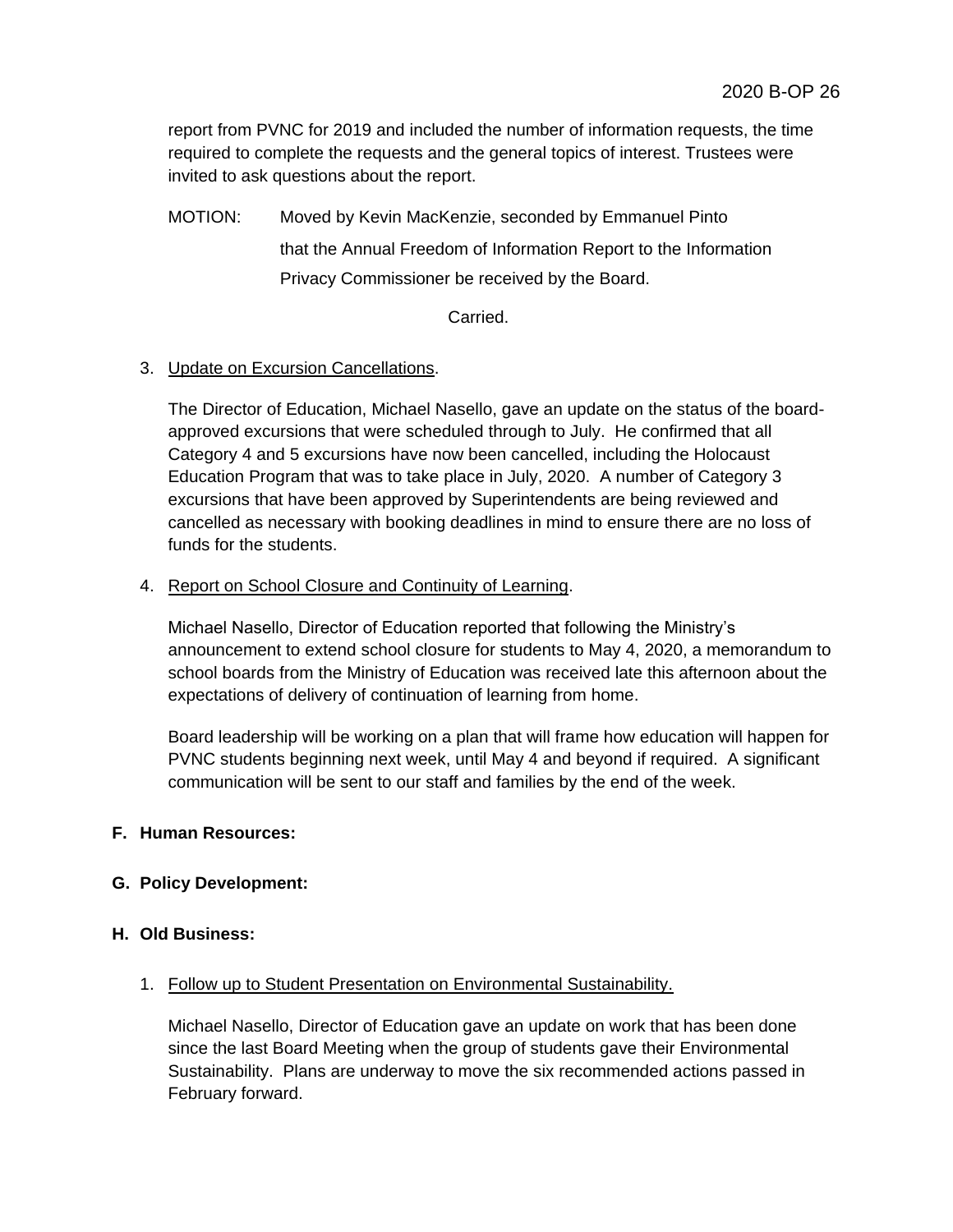report from PVNC for 2019 and included the number of information requests, the time required to complete the requests and the general topics of interest. Trustees were invited to ask questions about the report.

MOTION: Moved by Kevin MacKenzie, seconded by Emmanuel Pinto that the Annual Freedom of Information Report to the Information Privacy Commissioner be received by the Board.

Carried.

3. Update on Excursion Cancellations.

   The Director of Education, Michael Nasello, gave an update on the status of the board-approved excursions that were scheduled through to July. He confirmed that all Category 4 and 5 excursions have now been cancelled, including the Holocaust Education Program that was to take place in July, 2020. A number of Category 3 excursions that have been approved by Superintendents are being reviewed and cancelled as necessary with booking deadlines in mind to ensure there are no loss of funds for the students.

4. Report on School Closure and Continuity of Learning.

   Michael Nasello, Director of Education reported that following the Ministry's announcement to extend school closure for students to May 4, 2020, a memorandum to school boards from the Ministry of Education was received late this afternoon about the expectations of delivery of continuation of learning from home.

   Board leadership will be working on a plan that will frame how education will happen for PVNC students beginning next week, until May 4 and beyond if required. A significant communication will be sent to our staff and families by the end of the week.

**F. Human Resources:**

**G. Policy Development:**

**H. Old Business:**

1. Follow up to Student Presentation on Environmental Sustainability.

   Michael Nasello, Director of Education gave an update on work that has been done since the last Board Meeting when the group of students gave their Environmental Sustainability. Plans are underway to move the six recommended actions passed in February forward.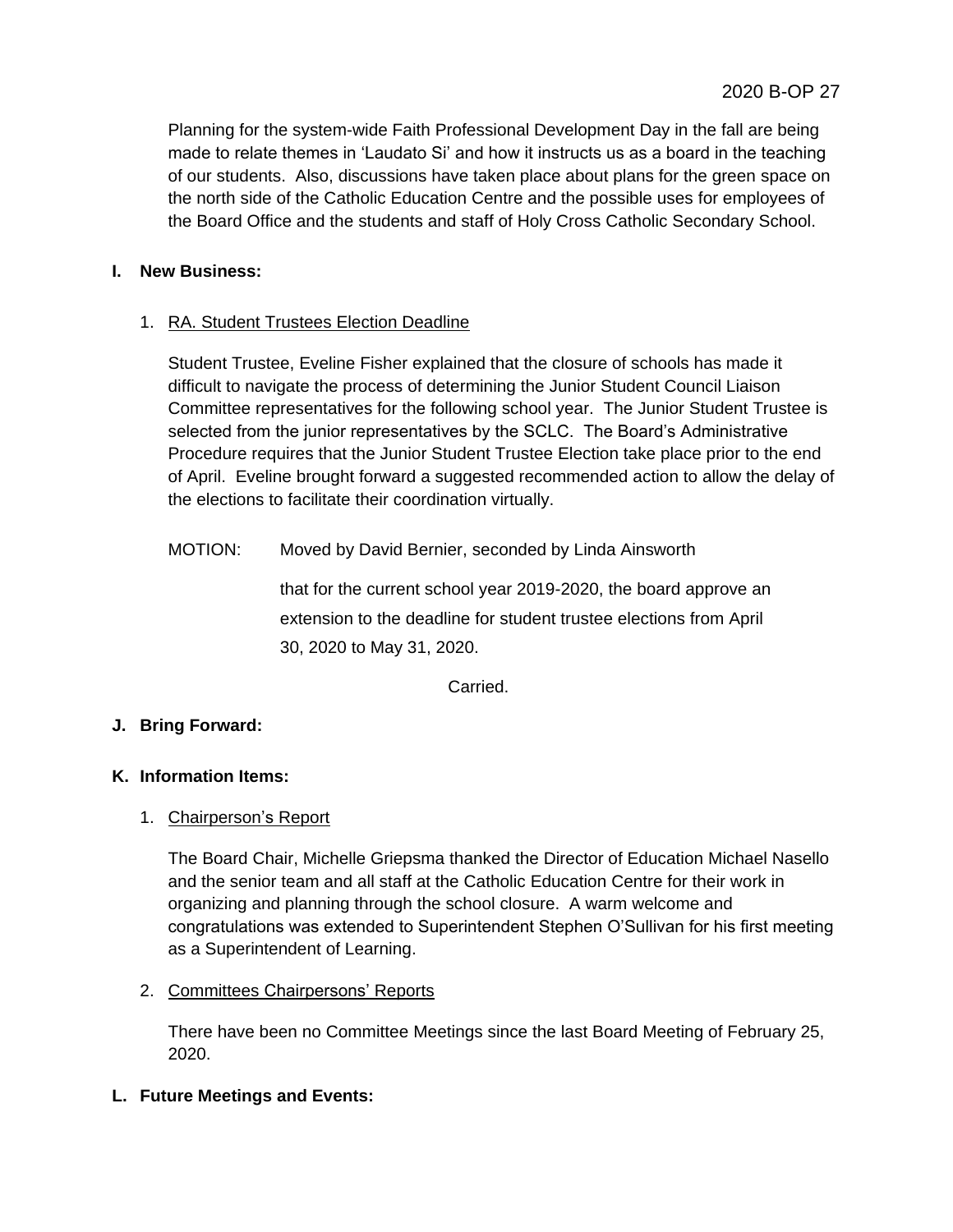Planning for the system-wide Faith Professional Development Day in the fall are being made to relate themes in 'Laudato Si' and how it instructs us as a board in the teaching of our students. Also, discussions have taken place about plans for the green space on the north side of the Catholic Education Centre and the possible uses for employees of the Board Office and the students and staff of Holy Cross Catholic Secondary School.

**I. New Business:**

1. RA. Student Trustees Election Deadline

   Student Trustee, Eveline Fisher explained that the closure of schools has made it difficult to navigate the process of determining the Junior Student Council Liaison Committee representatives for the following school year. The Junior Student Trustee is selected from the junior representatives by the SCLC. The Board's Administrative Procedure requires that the Junior Student Trustee Election take place prior to the end of April. Eveline brought forward a suggested recommended action to allow the delay of the elections to facilitate their coordination virtually.

   MOTION: Moved by David Bernier, seconded by Linda Ainsworth

   that for the current school year 2019-2020, the board approve an extension to the deadline for student trustee elections from April 30, 2020 to May 31, 2020.

   Carried.

**J. Bring Forward:**

**K. Information Items:**

1. Chairperson's Report

   The Board Chair, Michelle Griepsma thanked the Director of Education Michael Nasello and the senior team and all staff at the Catholic Education Centre for their work in organizing and planning through the school closure. A warm welcome and congratulations was extended to Superintendent Stephen O'Sullivan for his first meeting as a Superintendent of Learning.

2. Committees Chairpersons' Reports

   There have been no Committee Meetings since the last Board Meeting of February 25, 2020.

**L. Future Meetings and Events:**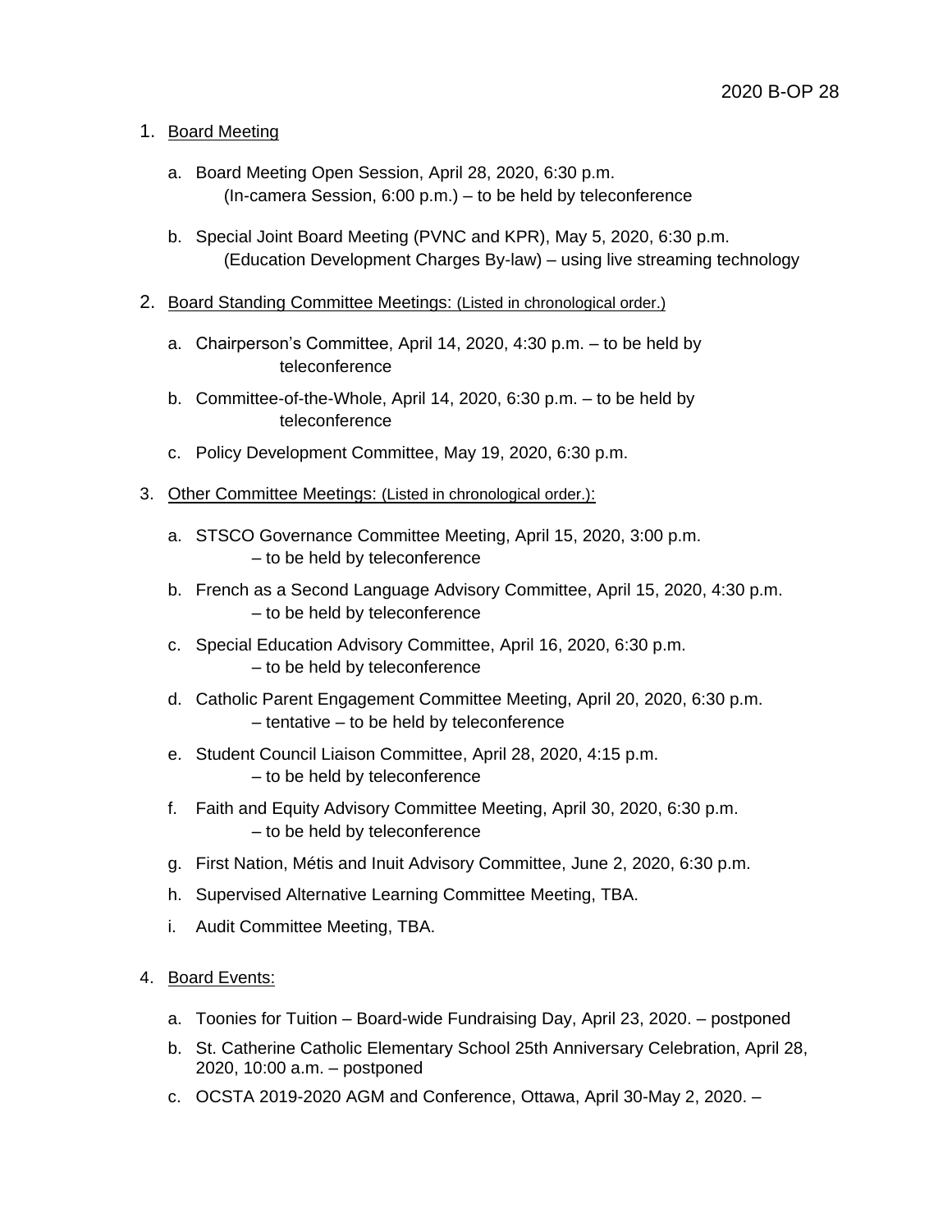2020 B-OP 28

1. Board Meeting

   a. Board Meeting Open Session, April 28, 2020, 6:30 p.m.
      (In-camera Session, 6:00 p.m.) – to be held by teleconference

   b. Special Joint Board Meeting (PVNC and KPR), May 5, 2020, 6:30 p.m.
      (Education Development Charges By-law) – using live streaming technology

2. Board Standing Committee Meetings: (Listed in chronological order.)

   a. Chairperson's Committee, April 14, 2020, 4:30 p.m. – to be held by teleconference

   b. Committee-of-the-Whole, April 14, 2020, 6:30 p.m. – to be held by teleconference

   c. Policy Development Committee, May 19, 2020, 6:30 p.m.

3. Other Committee Meetings: (Listed in chronological order.):

   a. STSCO Governance Committee Meeting, April 15, 2020, 3:00 p.m.
      – to be held by teleconference

   b. French as a Second Language Advisory Committee, April 15, 2020, 4:30 p.m.
      – to be held by teleconference

   c. Special Education Advisory Committee, April 16, 2020, 6:30 p.m.
      – to be held by teleconference

   d. Catholic Parent Engagement Committee Meeting, April 20, 2020, 6:30 p.m.
      – tentative – to be held by teleconference

   e. Student Council Liaison Committee, April 28, 2020, 4:15 p.m.
      – to be held by teleconference

   f. Faith and Equity Advisory Committee Meeting, April 30, 2020, 6:30 p.m.
      – to be held by teleconference

   g. First Nation, Métis and Inuit Advisory Committee, June 2, 2020, 6:30 p.m.

   h. Supervised Alternative Learning Committee Meeting, TBA.

   i. Audit Committee Meeting, TBA.

4. Board Events:

   a. Toonies for Tuition – Board-wide Fundraising Day, April 23, 2020. – postponed

   b. St. Catherine Catholic Elementary School 25th Anniversary Celebration, April 28, 2020, 10:00 a.m. – postponed

   c. OCSTA 2019-2020 AGM and Conference, Ottawa, April 30-May 2, 2020. –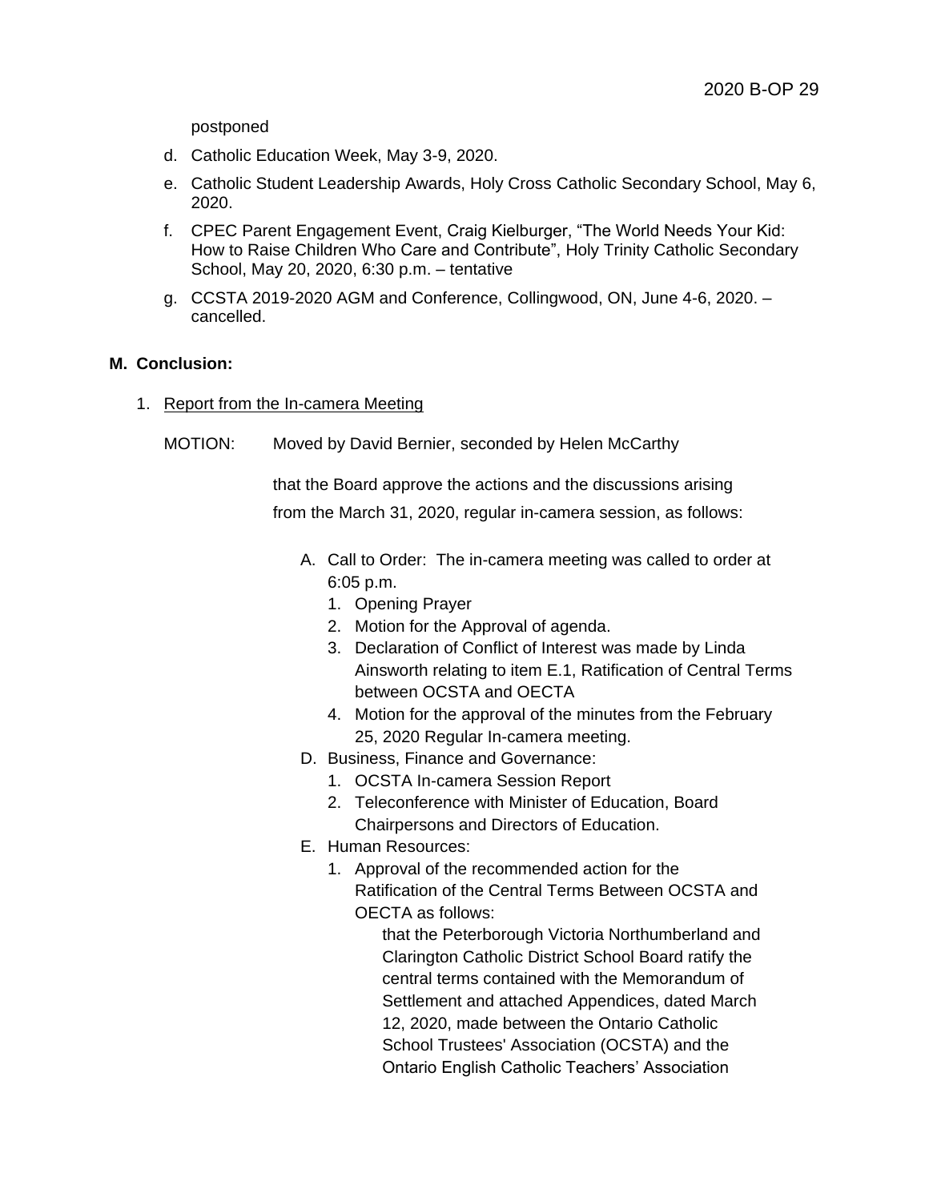postponed

d. Catholic Education Week, May 3-9, 2020.

e. Catholic Student Leadership Awards, Holy Cross Catholic Secondary School, May 6, 2020.

f. CPEC Parent Engagement Event, Craig Kielburger, "The World Needs Your Kid: How to Raise Children Who Care and Contribute", Holy Trinity Catholic Secondary School, May 20, 2020, 6:30 p.m. – tentative

g. CCSTA 2019-2020 AGM and Conference, Collingwood, ON, June 4-6, 2020. – cancelled.

**M. Conclusion:**

1. Report from the In-camera Meeting

MOTION: Moved by David Bernier, seconded by Helen McCarthy

that the Board approve the actions and the discussions arising from the March 31, 2020, regular in-camera session, as follows:

A. Call to Order: The in-camera meeting was called to order at 6:05 p.m.
   1. Opening Prayer
   2. Motion for the Approval of agenda.
   3. Declaration of Conflict of Interest was made by Linda Ainsworth relating to item E.1, Ratification of Central Terms between OCSTA and OECTA
   4. Motion for the approval of the minutes from the February 25, 2020 Regular In-camera meeting.

D. Business, Finance and Governance:
   1. OCSTA In-camera Session Report
   2. Teleconference with Minister of Education, Board Chairpersons and Directors of Education.

E. Human Resources:
   1. Approval of the recommended action for the Ratification of the Central Terms Between OCSTA and OECTA as follows:

      that the Peterborough Victoria Northumberland and Clarington Catholic District School Board ratify the central terms contained with the Memorandum of Settlement and attached Appendices, dated March 12, 2020, made between the Ontario Catholic School Trustees' Association (OCSTA) and the Ontario English Catholic Teachers' Association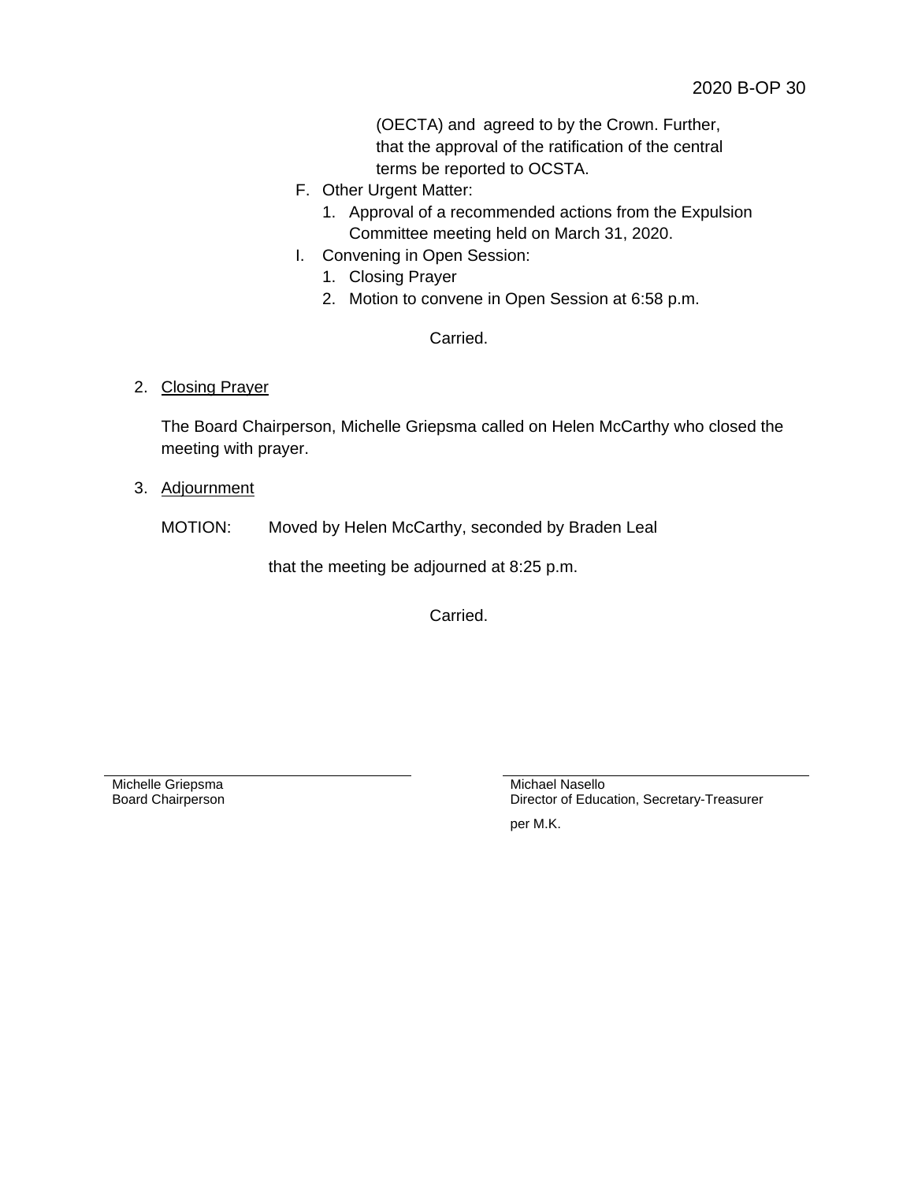(OECTA) and agreed to by the Crown. Further, that the approval of the ratification of the central terms be reported to OCSTA.

F. Other Urgent Matter:
   1. Approval of a recommended actions from the Expulsion Committee meeting held on March 31, 2020.

I. Convening in Open Session:
   1. Closing Prayer
   2. Motion to convene in Open Session at 6:58 p.m.

Carried.

2. <u>Closing Prayer</u>

The Board Chairperson, Michelle Griepsma called on Helen McCarthy who closed the meeting with prayer.

3. <u>Adjournment</u>

MOTION: Moved by Helen McCarthy, seconded by Braden Leal

that the meeting be adjourned at 8:25 p.m.

Carried.

Michelle Griepsma
Board Chairperson

Michael Nasello
Director of Education, Secretary-Treasurer
per M.K.